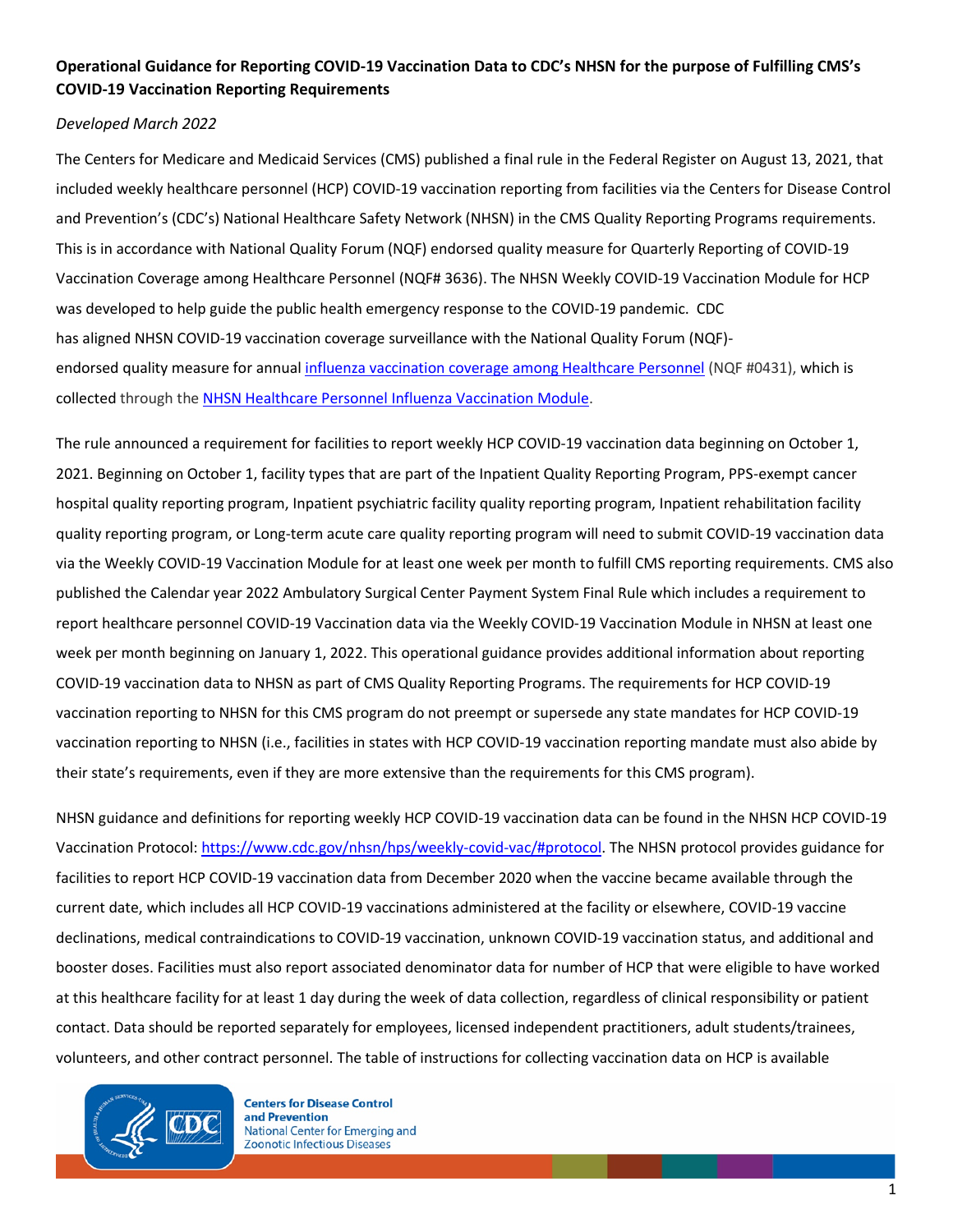**Operational Guidance for Reporting COVID-19 Vaccination Data to CDC's NHSN for the purpose of Fulfilling CMS's COVID-19 Vaccination Reporting Requirements**

*Developed March 2022*

The Centers for Medicare and Medicaid Services (CMS) published a final rule in the Federal Register on August 13, 2021, that included weekly healthcare personnel (HCP) COVID-19 vaccination reporting from facilities via the Centers for Disease Control and Prevention's (CDC's) National Healthcare Safety Network (NHSN) in the CMS Quality Reporting Programs requirements. This is in accordance with National Quality Forum (NQF) endorsed quality measure for Quarterly Reporting of COVID-19 Vaccination Coverage among Healthcare Personnel (NQF# 3636). The NHSN Weekly COVID-19 Vaccination Module for HCP was developed to help guide the public health emergency response to the COVID-19 pandemic. CDC has aligned NHSN COVID-19 vaccination coverage surveillance with the National Quality Forum (NQF)-endorsed quality measure for annual influenza vaccination coverage among Healthcare Personnel (NQF #0431), which is collected through the NHSN Healthcare Personnel Influenza Vaccination Module.

The rule announced a requirement for facilities to report weekly HCP COVID-19 vaccination data beginning on October 1, 2021. Beginning on October 1, facility types that are part of the Inpatient Quality Reporting Program, PPS-exempt cancer hospital quality reporting program, Inpatient psychiatric facility quality reporting program, Inpatient rehabilitation facility quality reporting program, or Long-term acute care quality reporting program will need to submit COVID-19 vaccination data via the Weekly COVID-19 Vaccination Module for at least one week per month to fulfill CMS reporting requirements. CMS also published the Calendar year 2022 Ambulatory Surgical Center Payment System Final Rule which includes a requirement to report healthcare personnel COVID-19 Vaccination data via the Weekly COVID-19 Vaccination Module in NHSN at least one week per month beginning on January 1, 2022. This operational guidance provides additional information about reporting COVID-19 vaccination data to NHSN as part of CMS Quality Reporting Programs. The requirements for HCP COVID-19 vaccination reporting to NHSN for this CMS program do not preempt or supersede any state mandates for HCP COVID-19 vaccination reporting to NHSN (i.e., facilities in states with HCP COVID-19 vaccination reporting mandate must also abide by their state's requirements, even if they are more extensive than the requirements for this CMS program).

NHSN guidance and definitions for reporting weekly HCP COVID-19 vaccination data can be found in the NHSN HCP COVID-19 Vaccination Protocol: https://www.cdc.gov/nhsn/hps/weekly-covid-vac/#protocol. The NHSN protocol provides guidance for facilities to report HCP COVID-19 vaccination data from December 2020 when the vaccine became available through the current date, which includes all HCP COVID-19 vaccinations administered at the facility or elsewhere, COVID-19 vaccine declinations, medical contraindications to COVID-19 vaccination, unknown COVID-19 vaccination status, and additional and booster doses. Facilities must also report associated denominator data for number of HCP that were eligible to have worked at this healthcare facility for at least 1 day during the week of data collection, regardless of clinical responsibility or patient contact. Data should be reported separately for employees, licensed independent practitioners, adult students/trainees, volunteers, and other contract personnel. The table of instructions for collecting vaccination data on HCP is available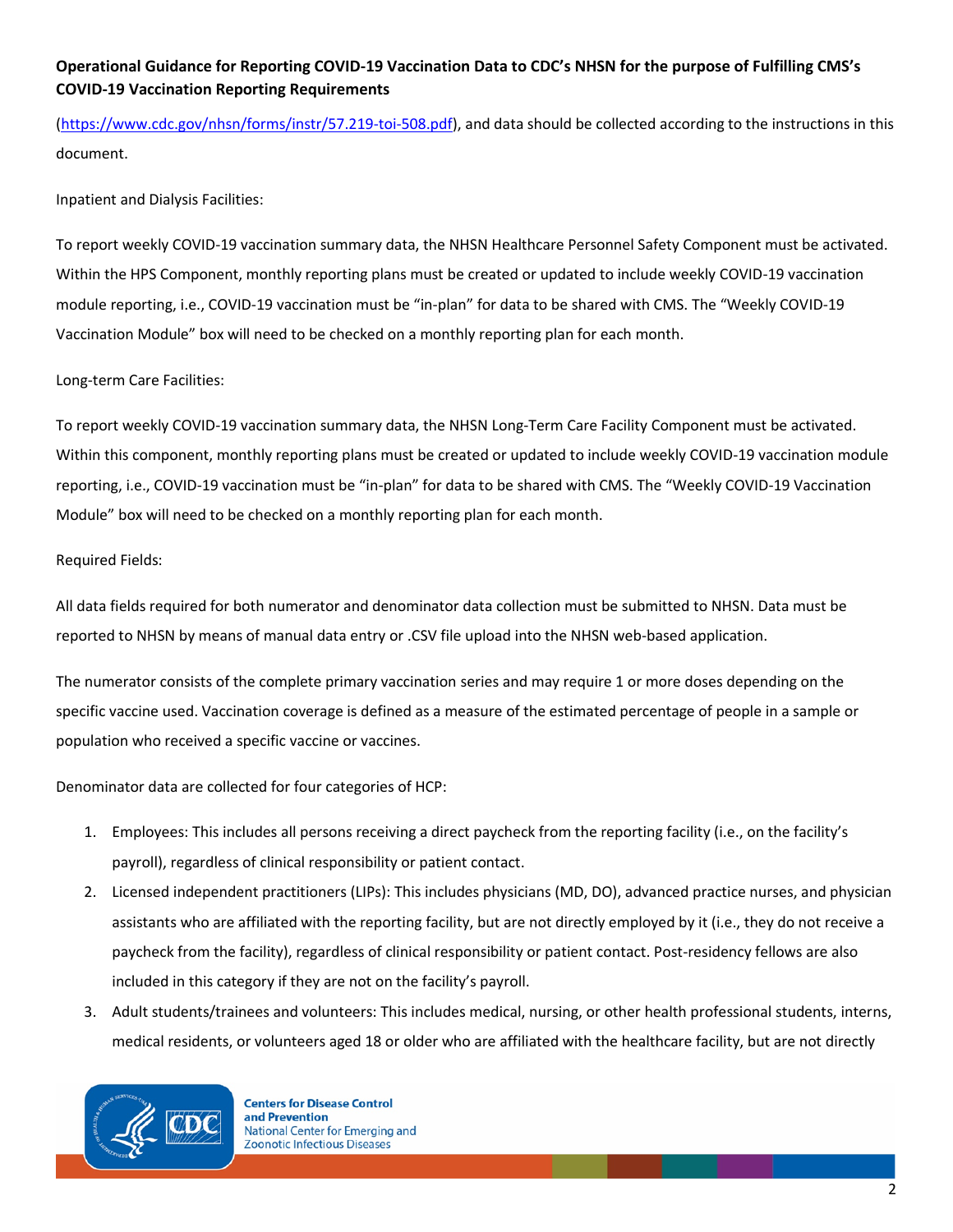(https://www.cdc.gov/nhsn/forms/instr/57.219-toi-508.pdf), and data should be collected according to the instructions in this document.

Inpatient and Dialysis Facilities:

To report weekly COVID-19 vaccination summary data, the NHSN Healthcare Personnel Safety Component must be activated. Within the HPS Component, monthly reporting plans must be created or updated to include weekly COVID-19 vaccination module reporting, i.e., COVID-19 vaccination must be "in-plan" for data to be shared with CMS. The "Weekly COVID-19 Vaccination Module" box will need to be checked on a monthly reporting plan for each month.

Long-term Care Facilities:

To report weekly COVID-19 vaccination summary data, the NHSN Long-Term Care Facility Component must be activated. Within this component, monthly reporting plans must be created or updated to include weekly COVID-19 vaccination module reporting, i.e., COVID-19 vaccination must be "in-plan" for data to be shared with CMS. The "Weekly COVID-19 Vaccination Module" box will need to be checked on a monthly reporting plan for each month.

Required Fields:

All data fields required for both numerator and denominator data collection must be submitted to NHSN. Data must be reported to NHSN by means of manual data entry or .CSV file upload into the NHSN web-based application.

The numerator consists of the complete primary vaccination series and may require 1 or more doses depending on the specific vaccine used. Vaccination coverage is defined as a measure of the estimated percentage of people in a sample or population who received a specific vaccine or vaccines.

Denominator data are collected for four categories of HCP:

1. Employees: This includes all persons receiving a direct paycheck from the reporting facility (i.e., on the facility's payroll), regardless of clinical responsibility or patient contact.
2. Licensed independent practitioners (LIPs): This includes physicians (MD, DO), advanced practice nurses, and physician assistants who are affiliated with the reporting facility, but are not directly employed by it (i.e., they do not receive a paycheck from the facility), regardless of clinical responsibility or patient contact. Post-residency fellows are also included in this category if they are not on the facility's payroll.
3. Adult students/trainees and volunteers: This includes medical, nursing, or other health professional students, interns, medical residents, or volunteers aged 18 or older who are affiliated with the healthcare facility, but are not directly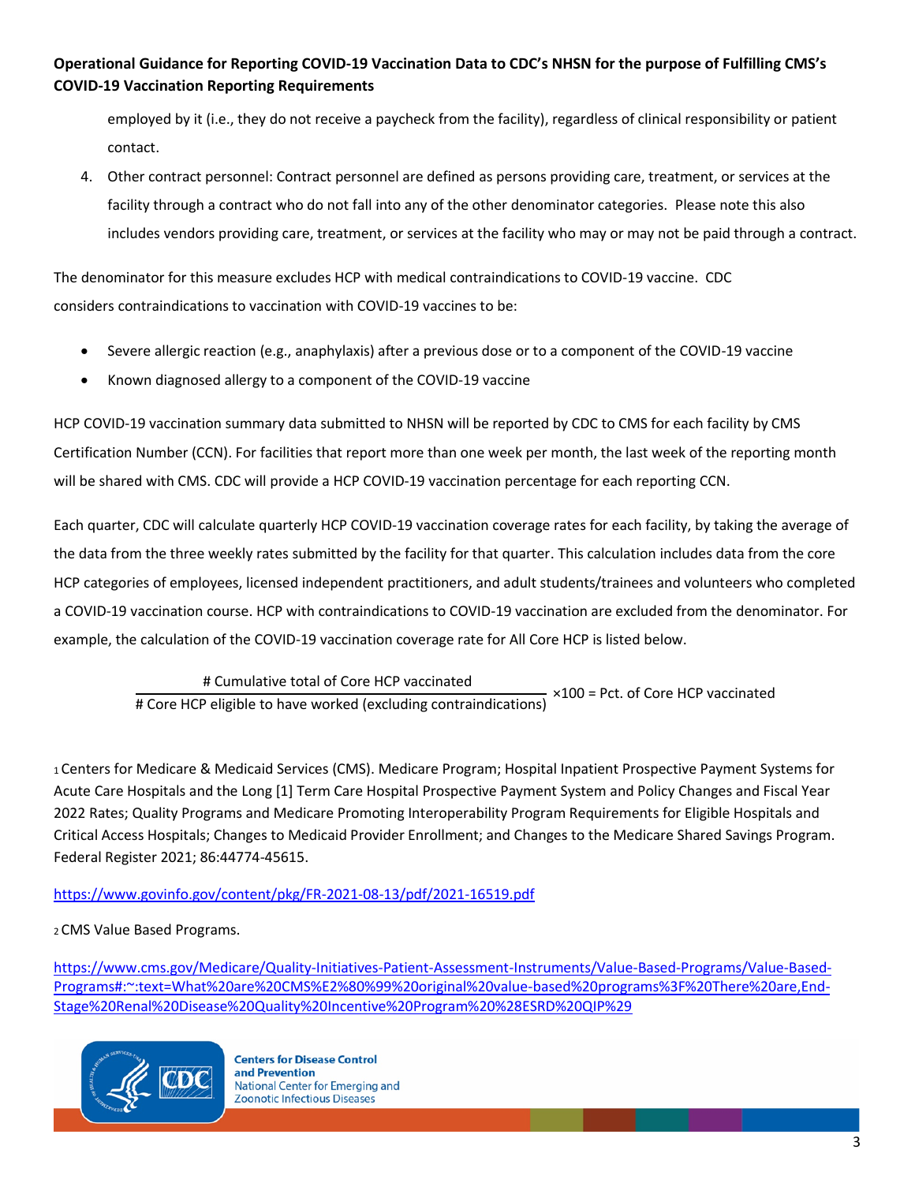employed by it (i.e., they do not receive a paycheck from the facility), regardless of clinical responsibility or patient contact.

4. Other contract personnel: Contract personnel are defined as persons providing care, treatment, or services at the facility through a contract who do not fall into any of the other denominator categories. Please note this also includes vendors providing care, treatment, or services at the facility who may or may not be paid through a contract.

The denominator for this measure excludes HCP with medical contraindications to COVID-19 vaccine. CDC considers contraindications to vaccination with COVID-19 vaccines to be:

- Severe allergic reaction (e.g., anaphylaxis) after a previous dose or to a component of the COVID-19 vaccine
- Known diagnosed allergy to a component of the COVID-19 vaccine

HCP COVID-19 vaccination summary data submitted to NHSN will be reported by CDC to CMS for each facility by CMS Certification Number (CCN). For facilities that report more than one week per month, the last week of the reporting month will be shared with CMS. CDC will provide a HCP COVID-19 vaccination percentage for each reporting CCN.

Each quarter, CDC will calculate quarterly HCP COVID-19 vaccination coverage rates for each facility, by taking the average of the data from the three weekly rates submitted by the facility for that quarter. This calculation includes data from the core HCP categories of employees, licensed independent practitioners, and adult students/trainees and volunteers who completed a COVID-19 vaccination course. HCP with contraindications to COVID-19 vaccination are excluded from the denominator. For example, the calculation of the COVID-19 vaccination coverage rate for All Core HCP is listed below.

$$\frac{\text{\# Cumulative total of Core HCP vaccinated}}{\text{\# Core HCP eligible to have worked (excluding contraindications)}} \times 100 = \text{Pct. of Core HCP vaccinated}$$

[1] Centers for Medicare & Medicaid Services (CMS). Medicare Program; Hospital Inpatient Prospective Payment Systems for Acute Care Hospitals and the Long [1] Term Care Hospital Prospective Payment System and Policy Changes and Fiscal Year 2022 Rates; Quality Programs and Medicare Promoting Interoperability Program Requirements for Eligible Hospitals and Critical Access Hospitals; Changes to Medicaid Provider Enrollment; and Changes to the Medicare Shared Savings Program. Federal Register 2021; 86:44774-45615.

https://www.govinfo.gov/content/pkg/FR-2021-08-13/pdf/2021-16519.pdf

[2] CMS Value Based Programs.

https://www.cms.gov/Medicare/Quality-Initiatives-Patient-Assessment-Instruments/Value-Based-Programs/Value-Based-Programs#:~:text=What%20are%20CMS%E2%80%99%20original%20value-based%20programs%3F%20There%20are,End-Stage%20Renal%20Disease%20Quality%20Incentive%20Program%20%28ESRD%20QIP%29